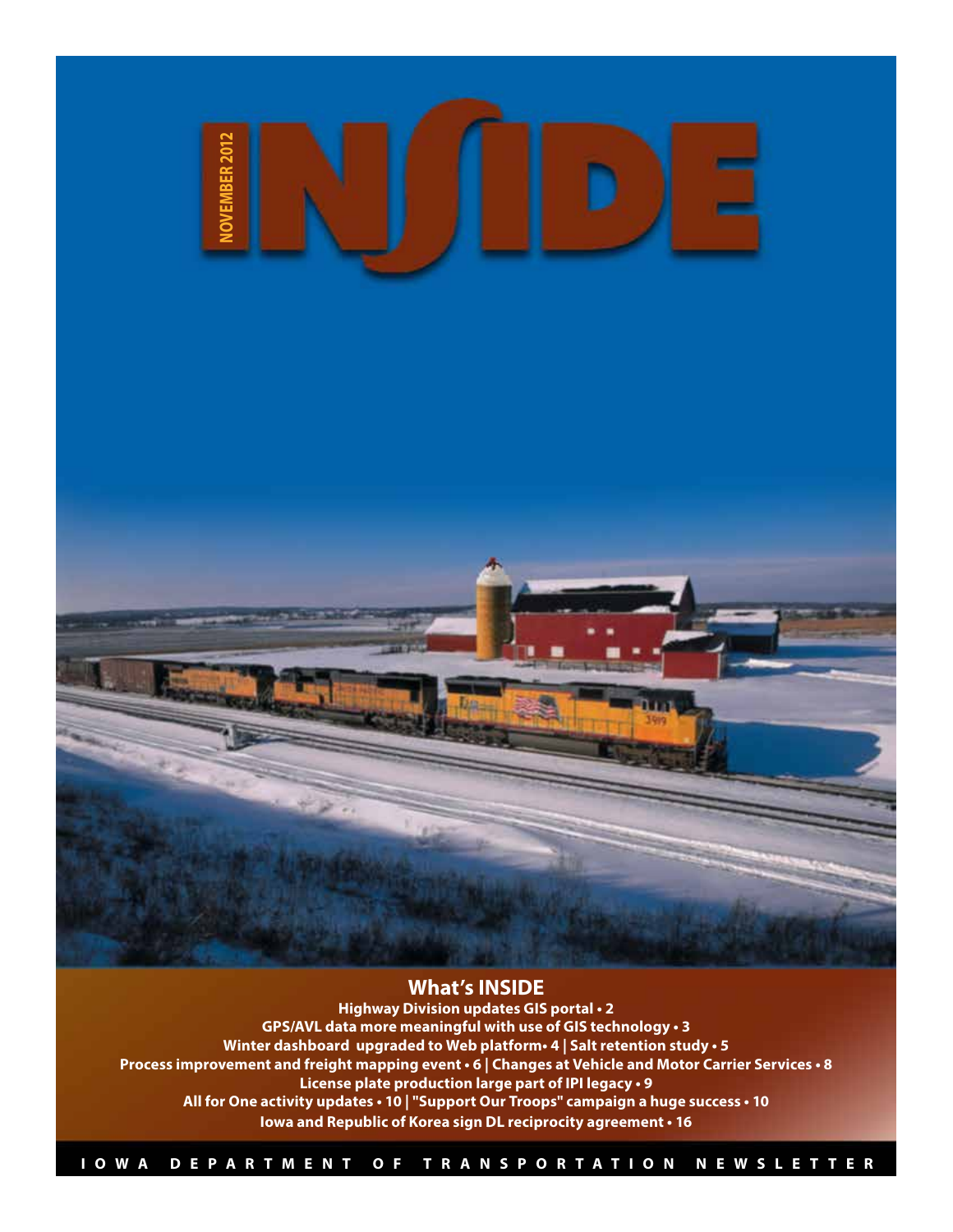NOVEMBER 2012

# INSIDE

## What's INSIDE

**Highway Division updates GIS portal • 2**
**GPS/AVL data more meaningful with use of GIS technology • 3**
**Winter dashboard upgraded to Web platform• 4 | Salt retention study • 5**
**Process improvement and freight mapping event • 6 | Changes at Vehicle and Motor Carrier Services • 8**
**License plate production large part of IPI legacy • 9**
**All for One activity updates • 10 | "Support Our Troops" campaign a huge success • 10**
**Iowa and Republic of Korea sign DL reciprocity agreement • 16**

IOWA DEPARTMENT OF TRANSPORTATION NEWSLETTER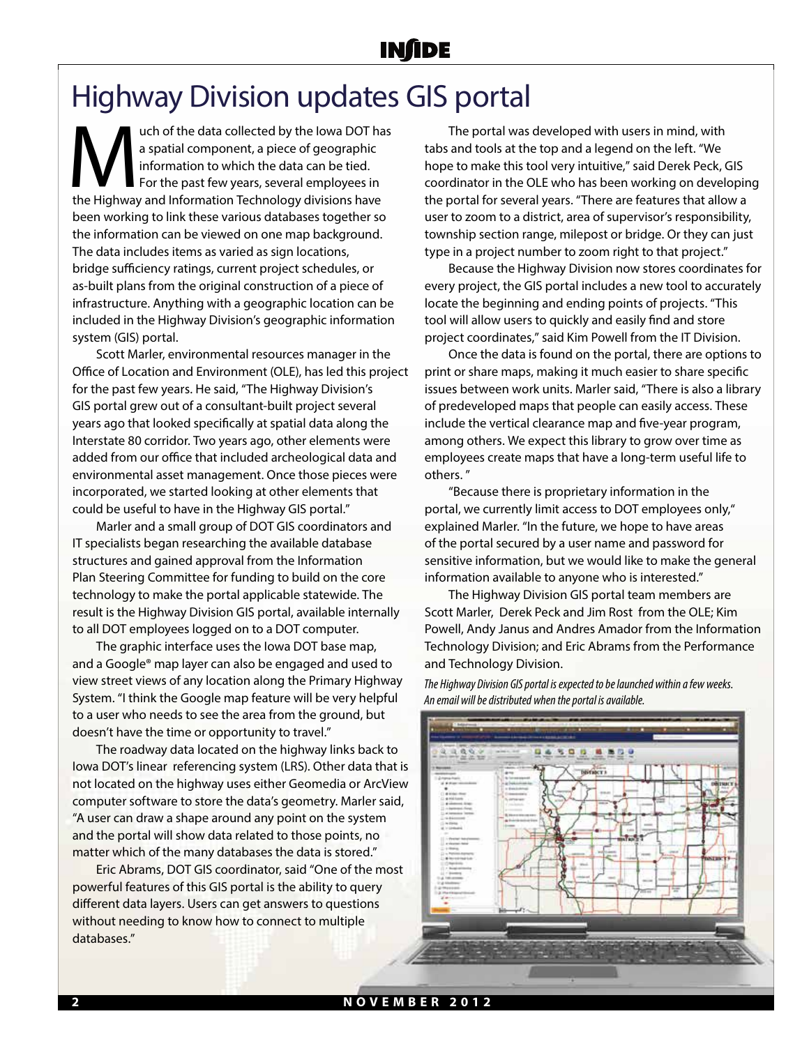# Highway Division updates GIS portal

Much of the data collected by the Iowa DOT has a spatial component, a piece of geographic information to which the data can be tied. For the past few years, several employees in the Highway and Information Technology divisions have been working to link these various databases together so the information can be viewed on one map background. The data includes items as varied as sign locations, bridge sufficiency ratings, current project schedules, or as-built plans from the original construction of a piece of infrastructure. Anything with a geographic location can be included in the Highway Division's geographic information system (GIS) portal.

Scott Marler, environmental resources manager in the Office of Location and Environment (OLE), has led this project for the past few years. He said, "The Highway Division's GIS portal grew out of a consultant-built project several years ago that looked specifically at spatial data along the Interstate 80 corridor. Two years ago, other elements were added from our office that included archeological data and environmental asset management. Once those pieces were incorporated, we started looking at other elements that could be useful to have in the Highway GIS portal."

Marler and a small group of DOT GIS coordinators and IT specialists began researching the available database structures and gained approval from the Information Plan Steering Committee for funding to build on the core technology to make the portal applicable statewide. The result is the Highway Division GIS portal, available internally to all DOT employees logged on to a DOT computer.

The graphic interface uses the Iowa DOT base map, and a Google® map layer can also be engaged and used to view street views of any location along the Primary Highway System. "I think the Google map feature will be very helpful to a user who needs to see the area from the ground, but doesn't have the time or opportunity to travel."

The roadway data located on the highway links back to Iowa DOT's linear referencing system (LRS). Other data that is not located on the highway uses either Geomedia or ArcView computer software to store the data's geometry. Marler said, "A user can draw a shape around any point on the system and the portal will show data related to those points, no matter which of the many databases the data is stored."

Eric Abrams, DOT GIS coordinator, said "One of the most powerful features of this GIS portal is the ability to query different data layers. Users can get answers to questions without needing to know how to connect to multiple databases."

The portal was developed with users in mind, with tabs and tools at the top and a legend on the left. "We hope to make this tool very intuitive," said Derek Peck, GIS coordinator in the OLE who has been working on developing the portal for several years. "There are features that allow a user to zoom to a district, area of supervisor's responsibility, township section range, milepost or bridge. Or they can just type in a project number to zoom right to that project."

Because the Highway Division now stores coordinates for every project, the GIS portal includes a new tool to accurately locate the beginning and ending points of projects. "This tool will allow users to quickly and easily find and store project coordinates," said Kim Powell from the IT Division.

Once the data is found on the portal, there are options to print or share maps, making it much easier to share specific issues between work units. Marler said, "There is also a library of predeveloped maps that people can easily access. These include the vertical clearance map and five-year program, among others. We expect this library to grow over time as employees create maps that have a long-term useful life to others. "

"Because there is proprietary information in the portal, we currently limit access to DOT employees only," explained Marler. "In the future, we hope to have areas of the portal secured by a user name and password for sensitive information, but we would like to make the general information available to anyone who is interested."

The Highway Division GIS portal team members are Scott Marler, Derek Peck and Jim Rost from the OLE; Kim Powell, Andy Janus and Andres Amador from the Information Technology Division; and Eric Abrams from the Performance and Technology Division.

*The Highway Division GIS portal is expected to be launched within a few weeks. An email will be distributed when the portal is available.*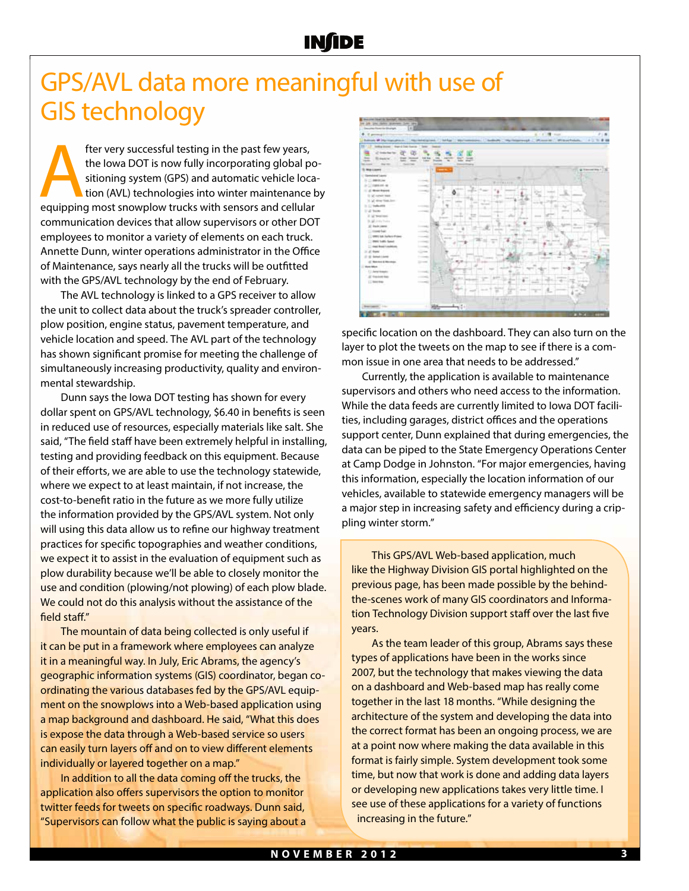# GPS/AVL data more meaningful with use of GIS technology

After very successful testing in the past few years, the Iowa DOT is now fully incorporating global positioning system (GPS) and automatic vehicle location (AVL) technologies into winter maintenance by equipping most snowplow trucks with sensors and cellular communication devices that allow supervisors or other DOT employees to monitor a variety of elements on each truck. Annette Dunn, winter operations administrator in the Office of Maintenance, says nearly all the trucks will be outfitted with the GPS/AVL technology by the end of February.

The AVL technology is linked to a GPS receiver to allow the unit to collect data about the truck's spreader controller, plow position, engine status, pavement temperature, and vehicle location and speed. The AVL part of the technology has shown significant promise for meeting the challenge of simultaneously increasing productivity, quality and environmental stewardship.

Dunn says the Iowa DOT testing has shown for every dollar spent on GPS/AVL technology, $6.40 in benefits is seen in reduced use of resources, especially materials like salt. She said, "The field staff have been extremely helpful in installing, testing and providing feedback on this equipment. Because of their efforts, we are able to use the technology statewide, where we expect to at least maintain, if not increase, the cost-to-benefit ratio in the future as we more fully utilize the information provided by the GPS/AVL system. Not only will using this data allow us to refine our highway treatment practices for specific topographies and weather conditions, we expect it to assist in the evaluation of equipment such as plow durability because we'll be able to closely monitor the use and condition (plowing/not plowing) of each plow blade. We could not do this analysis without the assistance of the field staff."

The mountain of data being collected is only useful if it can be put in a framework where employees can analyze it in a meaningful way. In July, Eric Abrams, the agency's geographic information systems (GIS) coordinator, began coordinating the various databases fed by the GPS/AVL equipment on the snowplows into a Web-based application using a map background and dashboard. He said, "What this does is expose the data through a Web-based service so users can easily turn layers off and on to view different elements individually or layered together on a map."

In addition to all the data coming off the trucks, the application also offers supervisors the option to monitor twitter feeds for tweets on specific roadways. Dunn said, "Supervisors can follow what the public is saying about a specific location on the dashboard. They can also turn on the layer to plot the tweets on the map to see if there is a common issue in one area that needs to be addressed."

Currently, the application is available to maintenance supervisors and others who need access to the information. While the data feeds are currently limited to Iowa DOT facilities, including garages, district offices and the operations support center, Dunn explained that during emergencies, the data can be piped to the State Emergency Operations Center at Camp Dodge in Johnston. "For major emergencies, having this information, especially the location information of our vehicles, available to statewide emergency managers will be a major step in increasing safety and efficiency during a crippling winter storm."

This GPS/AVL Web-based application, much like the Highway Division GIS portal highlighted on the previous page, has been made possible by the behind-the-scenes work of many GIS coordinators and Information Technology Division support staff over the last five years.

As the team leader of this group, Abrams says these types of applications have been in the works since 2007, but the technology that makes viewing the data on a dashboard and Web-based map has really come together in the last 18 months. "While designing the architecture of the system and developing the data into the correct format has been an ongoing process, we are at a point now where making the data available in this format is fairly simple. System development took some time, but now that work is done and adding data layers or developing new applications takes very little time. I see use of these applications for a variety of functions increasing in the future."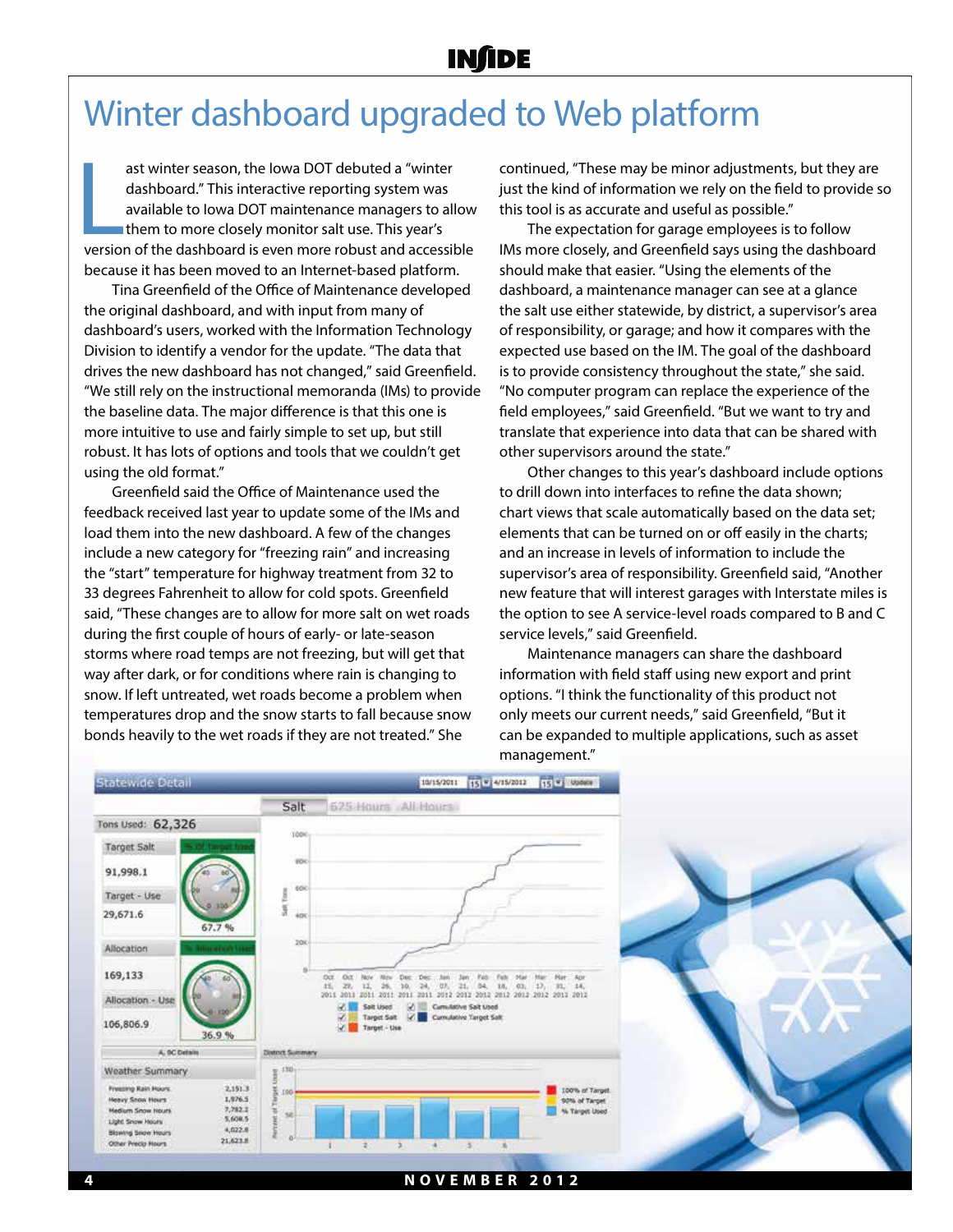# Winter dashboard upgraded to Web platform

Last winter season, the Iowa DOT debuted a "winter dashboard." This interactive reporting system was available to Iowa DOT maintenance managers to allow them to more closely monitor salt use. This year's version of the dashboard is even more robust and accessible because it has been moved to an Internet-based platform.

Tina Greenfield of the Office of Maintenance developed the original dashboard, and with input from many of dashboard's users, worked with the Information Technology Division to identify a vendor for the update. "The data that drives the new dashboard has not changed," said Greenfield. "We still rely on the instructional memoranda (IMs) to provide the baseline data. The major difference is that this one is more intuitive to use and fairly simple to set up, but still robust. It has lots of options and tools that we couldn't get using the old format."

Greenfield said the Office of Maintenance used the feedback received last year to update some of the IMs and load them into the new dashboard. A few of the changes include a new category for "freezing rain" and increasing the "start" temperature for highway treatment from 32 to 33 degrees Fahrenheit to allow for cold spots. Greenfield said, "These changes are to allow for more salt on wet roads during the first couple of hours of early- or late-season storms where road temps are not freezing, but will get that way after dark, or for conditions where rain is changing to snow. If left untreated, wet roads become a problem when temperatures drop and the snow starts to fall because snow bonds heavily to the wet roads if they are not treated." She continued, "These may be minor adjustments, but they are just the kind of information we rely on the field to provide so this tool is as accurate and useful as possible."

The expectation for garage employees is to follow IMs more closely, and Greenfield says using the dashboard should make that easier. "Using the elements of the dashboard, a maintenance manager can see at a glance the salt use either statewide, by district, a supervisor's area of responsibility, or garage; and how it compares with the expected use based on the IM. The goal of the dashboard is to provide consistency throughout the state," she said. "No computer program can replace the experience of the field employees," said Greenfield. "But we want to try and translate that experience into data that can be shared with other supervisors around the state."

Other changes to this year's dashboard include options to drill down into interfaces to refine the data shown; chart views that scale automatically based on the data set; elements that can be turned on or off easily in the charts; and an increase in levels of information to include the supervisor's area of responsibility. Greenfield said, "Another new feature that will interest garages with Interstate miles is the option to see A service-level roads compared to B and C service levels," said Greenfield.

Maintenance managers can share the dashboard information with field staff using new export and print options. "I think the functionality of this product not only meets our current needs," said Greenfield, "But it can be expanded to multiple applications, such as asset management."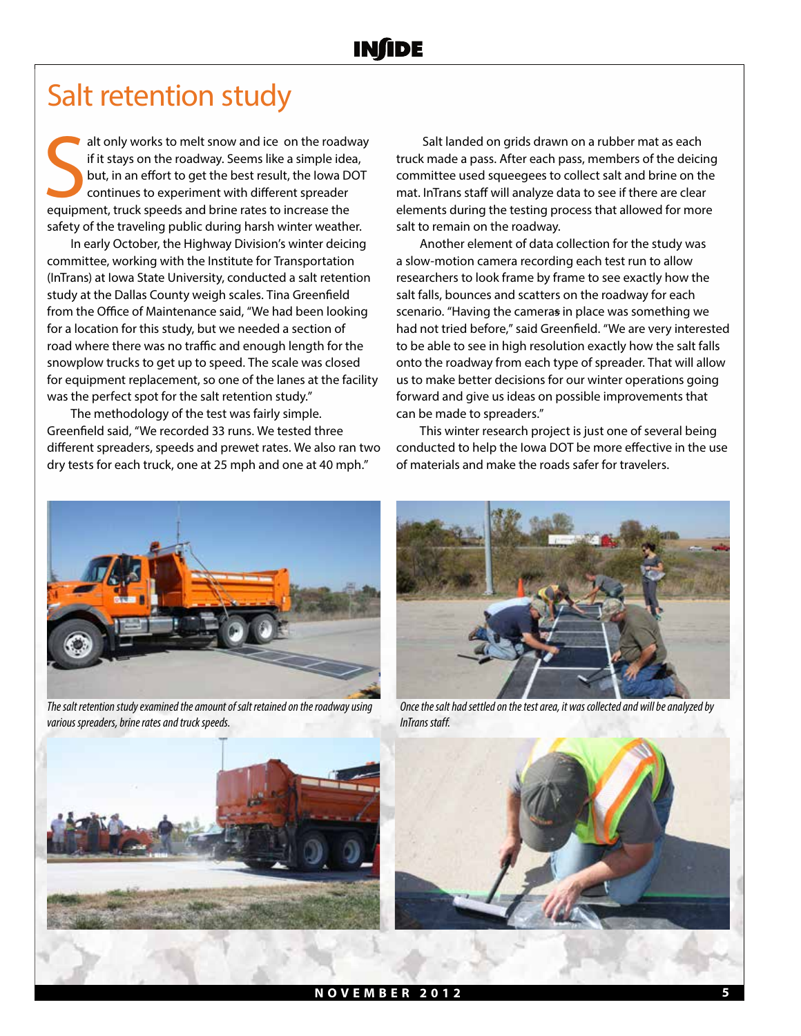# Salt retention study

Salt only works to melt snow and ice on the roadway if it stays on the roadway. Seems like a simple idea, but, in an effort to get the best result, the Iowa DOT continues to experiment with different spreader equipment, truck speeds and brine rates to increase the safety of the traveling public during harsh winter weather.

In early October, the Highway Division's winter deicing committee, working with the Institute for Transportation (InTrans) at Iowa State University, conducted a salt retention study at the Dallas County weigh scales. Tina Greenfield from the Office of Maintenance said, "We had been looking for a location for this study, but we needed a section of road where there was no traffic and enough length for the snowplow trucks to get up to speed. The scale was closed for equipment replacement, so one of the lanes at the facility was the perfect spot for the salt retention study."

The methodology of the test was fairly simple. Greenfield said, "We recorded 33 runs. We tested three different spreaders, speeds and prewet rates. We also ran two dry tests for each truck, one at 25 mph and one at 40 mph."

Salt landed on grids drawn on a rubber mat as each truck made a pass. After each pass, members of the deicing committee used squeegees to collect salt and brine on the mat. InTrans staff will analyze data to see if there are clear elements during the testing process that allowed for more salt to remain on the roadway.

Another element of data collection for the study was a slow-motion camera recording each test run to allow researchers to look frame by frame to see exactly how the salt falls, bounces and scatters on the roadway for each scenario. "Having the cameras in place was something we had not tried before," said Greenfield. "We are very interested to be able to see in high resolution exactly how the salt falls onto the roadway from each type of spreader. That will allow us to make better decisions for our winter operations going forward and give us ideas on possible improvements that can be made to spreaders."

This winter research project is just one of several being conducted to help the Iowa DOT be more effective in the use of materials and make the roads safer for travelers.

*The salt retention study examined the amount of salt retained on the roadway using various spreaders, brine rates and truck speeds.*

*Once the salt had settled on the test area, it was collected and will be analyzed by InTrans staff.*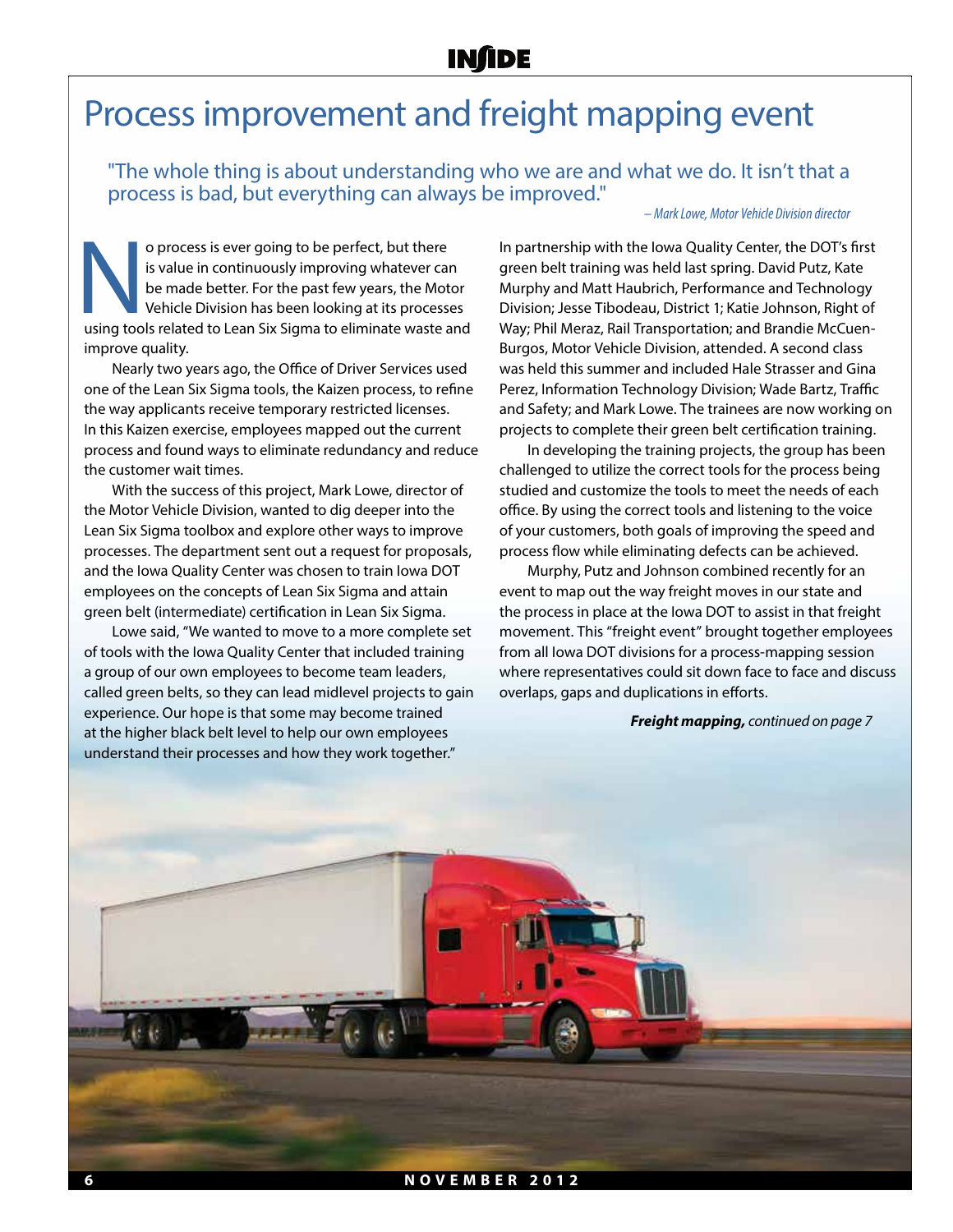# Process improvement and freight mapping event

"The whole thing is about understanding who we are and what we do. It isn't that a process is bad, but everything can always be improved."

*– Mark Lowe, Motor Vehicle Division director*

No process is ever going to be perfect, but there is value in continuously improving whatever can be made better. For the past few years, the Motor Vehicle Division has been looking at its processes using tools related to Lean Six Sigma to eliminate waste and improve quality.

Nearly two years ago, the Office of Driver Services used one of the Lean Six Sigma tools, the Kaizen process, to refine the way applicants receive temporary restricted licenses. In this Kaizen exercise, employees mapped out the current process and found ways to eliminate redundancy and reduce the customer wait times.

With the success of this project, Mark Lowe, director of the Motor Vehicle Division, wanted to dig deeper into the Lean Six Sigma toolbox and explore other ways to improve processes. The department sent out a request for proposals, and the Iowa Quality Center was chosen to train Iowa DOT employees on the concepts of Lean Six Sigma and attain green belt (intermediate) certification in Lean Six Sigma.

Lowe said, "We wanted to move to a more complete set of tools with the Iowa Quality Center that included training a group of our own employees to become team leaders, called green belts, so they can lead midlevel projects to gain experience. Our hope is that some may become trained at the higher black belt level to help our own employees understand their processes and how they work together."

In partnership with the Iowa Quality Center, the DOT's first green belt training was held last spring. David Putz, Kate Murphy and Matt Haubrich, Performance and Technology Division; Jesse Tibodeau, District 1; Katie Johnson, Right of Way; Phil Meraz, Rail Transportation; and Brandie McCuen-Burgos, Motor Vehicle Division, attended. A second class was held this summer and included Hale Strasser and Gina Perez, Information Technology Division; Wade Bartz, Traffic and Safety; and Mark Lowe. The trainees are now working on projects to complete their green belt certification training.

In developing the training projects, the group has been challenged to utilize the correct tools for the process being studied and customize the tools to meet the needs of each office. By using the correct tools and listening to the voice of your customers, both goals of improving the speed and process flow while eliminating defects can be achieved.

Murphy, Putz and Johnson combined recently for an event to map out the way freight moves in our state and the process in place at the Iowa DOT to assist in that freight movement. This "freight event" brought together employees from all Iowa DOT divisions for a process-mapping session where representatives could sit down face to face and discuss overlaps, gaps and duplications in efforts.

***Freight mapping,*** *continued on page 7*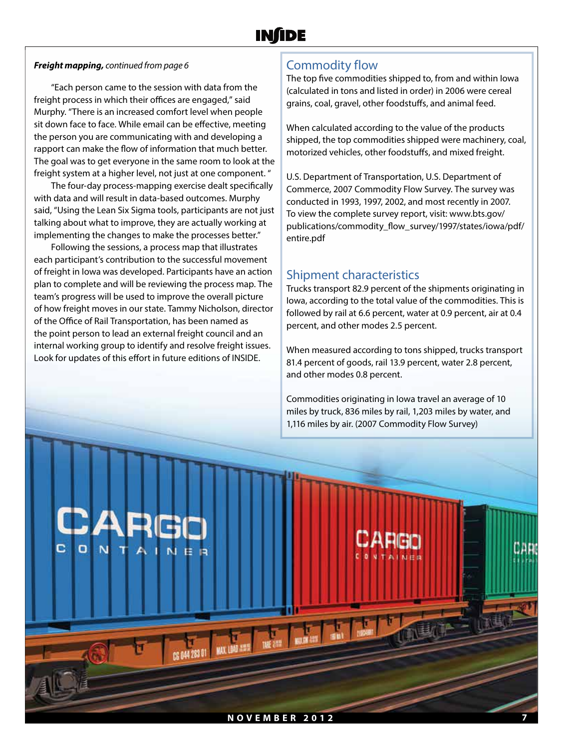***Freight mapping,*** *continued from page 6*

"Each person came to the session with data from the freight process in which their offices are engaged," said Murphy. "There is an increased comfort level when people sit down face to face. While email can be effective, meeting the person you are communicating with and developing a rapport can make the flow of information that much better. The goal was to get everyone in the same room to look at the freight system at a higher level, not just at one component. "

The four-day process-mapping exercise dealt specifically with data and will result in data-based outcomes. Murphy said, "Using the Lean Six Sigma tools, participants are not just talking about what to improve, they are actually working at implementing the changes to make the processes better."

Following the sessions, a process map that illustrates each participant's contribution to the successful movement of freight in Iowa was developed. Participants have an action plan to complete and will be reviewing the process map. The team's progress will be used to improve the overall picture of how freight moves in our state. Tammy Nicholson, director of the Office of Rail Transportation, has been named as the point person to lead an external freight council and an internal working group to identify and resolve freight issues. Look for updates of this effort in future editions of INSIDE.

## Commodity flow

The top five commodities shipped to, from and within Iowa (calculated in tons and listed in order) in 2006 were cereal grains, coal, gravel, other foodstuffs, and animal feed.

When calculated according to the value of the products shipped, the top commodities shipped were machinery, coal, motorized vehicles, other foodstuffs, and mixed freight.

U.S. Department of Transportation, U.S. Department of Commerce, 2007 Commodity Flow Survey. The survey was conducted in 1993, 1997, 2002, and most recently in 2007. To view the complete survey report, visit: www.bts.gov/publications/commodity_flow_survey/1997/states/iowa/pdf/entire.pdf

## Shipment characteristics

Trucks transport 82.9 percent of the shipments originating in Iowa, according to the total value of the commodities. This is followed by rail at 6.6 percent, water at 0.9 percent, air at 0.4 percent, and other modes 2.5 percent.

When measured according to tons shipped, trucks transport 81.4 percent of goods, rail 13.9 percent, water 2.8 percent, and other modes 0.8 percent.

Commodities originating in Iowa travel an average of 10 miles by truck, 836 miles by rail, 1,203 miles by water, and 1,116 miles by air. (2007 Commodity Flow Survey)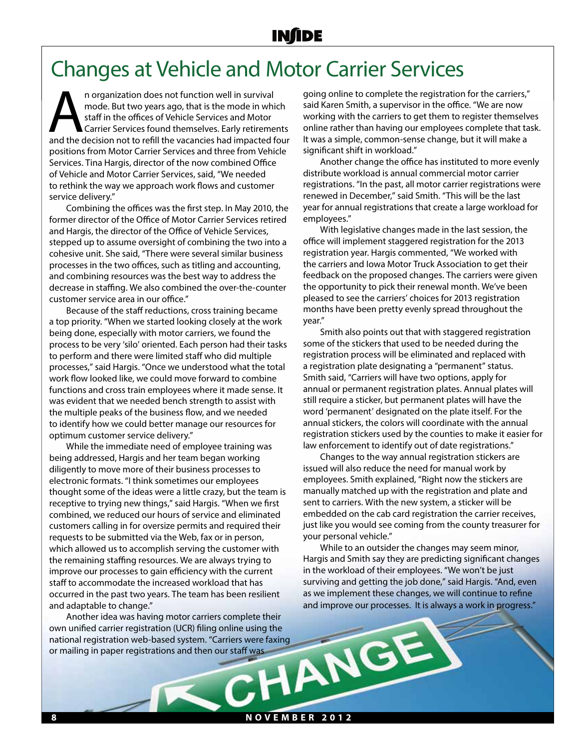# Changes at Vehicle and Motor Carrier Services

An organization does not function well in survival mode. But two years ago, that is the mode in which staff in the offices of Vehicle Services and Motor Carrier Services found themselves. Early retirements and the decision not to refill the vacancies had impacted four positions from Motor Carrier Services and three from Vehicle Services. Tina Hargis, director of the now combined Office of Vehicle and Motor Carrier Services, said, "We needed to rethink the way we approach work flows and customer service delivery."

Combining the offices was the first step. In May 2010, the former director of the Office of Motor Carrier Services retired and Hargis, the director of the Office of Vehicle Services, stepped up to assume oversight of combining the two into a cohesive unit. She said, "There were several similar business processes in the two offices, such as titling and accounting, and combining resources was the best way to address the decrease in staffing. We also combined the over-the-counter customer service area in our office."

Because of the staff reductions, cross training became a top priority. "When we started looking closely at the work being done, especially with motor carriers, we found the process to be very 'silo' oriented. Each person had their tasks to perform and there were limited staff who did multiple processes," said Hargis. "Once we understood what the total work flow looked like, we could move forward to combine functions and cross train employees where it made sense. It was evident that we needed bench strength to assist with the multiple peaks of the business flow, and we needed to identify how we could better manage our resources for optimum customer service delivery."

While the immediate need of employee training was being addressed, Hargis and her team began working diligently to move more of their business processes to electronic formats. "I think sometimes our employees thought some of the ideas were a little crazy, but the team is receptive to trying new things," said Hargis. "When we first combined, we reduced our hours of service and eliminated customers calling in for oversize permits and required their requests to be submitted via the Web, fax or in person, which allowed us to accomplish serving the customer with the remaining staffing resources. We are always trying to improve our processes to gain efficiency with the current staff to accommodate the increased workload that has occurred in the past two years. The team has been resilient and adaptable to change."

Another idea was having motor carriers complete their own unified carrier registration (UCR) filing online using the national registration web-based system. "Carriers were faxing or mailing in paper registrations and then our staff was going online to complete the registration for the carriers," said Karen Smith, a supervisor in the office. "We are now working with the carriers to get them to register themselves online rather than having our employees complete that task. It was a simple, common-sense change, but it will make a significant shift in workload."

Another change the office has instituted to more evenly distribute workload is annual commercial motor carrier registrations. "In the past, all motor carrier registrations were renewed in December," said Smith. "This will be the last year for annual registrations that create a large workload for employees."

With legislative changes made in the last session, the office will implement staggered registration for the 2013 registration year. Hargis commented, "We worked with the carriers and Iowa Motor Truck Association to get their feedback on the proposed changes. The carriers were given the opportunity to pick their renewal month. We've been pleased to see the carriers' choices for 2013 registration months have been pretty evenly spread throughout the year."

Smith also points out that with staggered registration some of the stickers that used to be needed during the registration process will be eliminated and replaced with a registration plate designating a "permanent" status. Smith said, "Carriers will have two options, apply for annual or permanent registration plates. Annual plates will still require a sticker, but permanent plates will have the word 'permanent' designated on the plate itself. For the annual stickers, the colors will coordinate with the annual registration stickers used by the counties to make it easier for law enforcement to identify out of date registrations."

Changes to the way annual registration stickers are issued will also reduce the need for manual work by employees. Smith explained, "Right now the stickers are manually matched up with the registration and plate and sent to carriers. With the new system, a sticker will be embedded on the cab card registration the carrier receives, just like you would see coming from the county treasurer for your personal vehicle."

While to an outsider the changes may seem minor, Hargis and Smith say they are predicting significant changes in the workload of their employees. "We won't be just surviving and getting the job done," said Hargis. "And, even as we implement these changes, we will continue to refine and improve our processes. It is always a work in progress."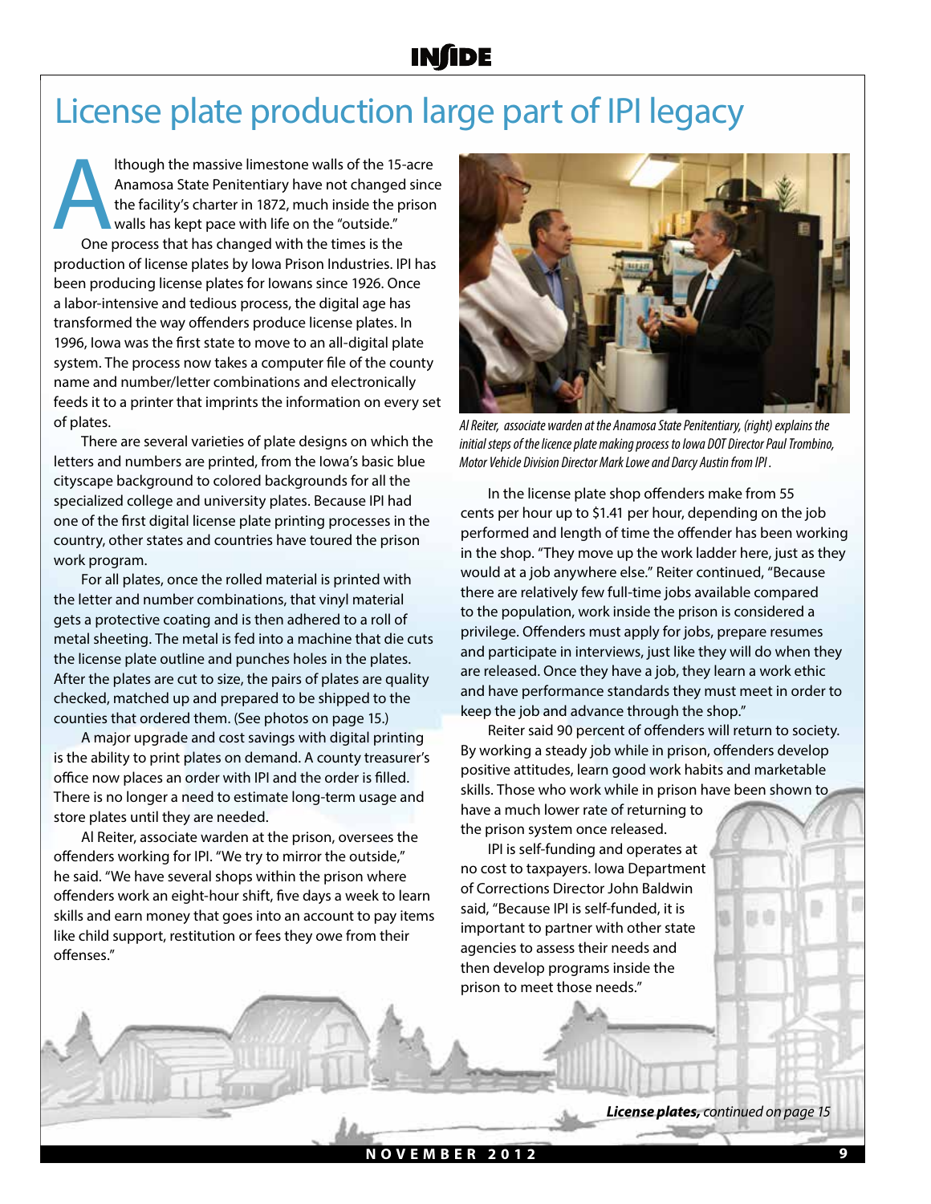# License plate production large part of IPI legacy

Although the massive limestone walls of the 15-acre Anamosa State Penitentiary have not changed since the facility's charter in 1872, much inside the prison walls has kept pace with life on the "outside."

One process that has changed with the times is the production of license plates by Iowa Prison Industries. IPI has been producing license plates for Iowans since 1926. Once a labor-intensive and tedious process, the digital age has transformed the way offenders produce license plates. In 1996, Iowa was the first state to move to an all-digital plate system. The process now takes a computer file of the county name and number/letter combinations and electronically feeds it to a printer that imprints the information on every set of plates.

There are several varieties of plate designs on which the letters and numbers are printed, from the Iowa's basic blue cityscape background to colored backgrounds for all the specialized college and university plates. Because IPI had one of the first digital license plate printing processes in the country, other states and countries have toured the prison work program.

For all plates, once the rolled material is printed with the letter and number combinations, that vinyl material gets a protective coating and is then adhered to a roll of metal sheeting. The metal is fed into a machine that die cuts the license plate outline and punches holes in the plates. After the plates are cut to size, the pairs of plates are quality checked, matched up and prepared to be shipped to the counties that ordered them. (See photos on page 15.)

A major upgrade and cost savings with digital printing is the ability to print plates on demand. A county treasurer's office now places an order with IPI and the order is filled. There is no longer a need to estimate long-term usage and store plates until they are needed.

Al Reiter, associate warden at the prison, oversees the offenders working for IPI. "We try to mirror the outside," he said. "We have several shops within the prison where offenders work an eight-hour shift, five days a week to learn skills and earn money that goes into an account to pay items like child support, restitution or fees they owe from their offenses."

*Al Reiter, associate warden at the Anamosa State Penitentiary, (right) explains the initial steps of the licence plate making process to Iowa DOT Director Paul Trombino, Motor Vehicle Division Director Mark Lowe and Darcy Austin from IPI.*

In the license plate shop offenders make from 55 cents per hour up to $1.41 per hour, depending on the job performed and length of time the offender has been working in the shop. "They move up the work ladder here, just as they would at a job anywhere else." Reiter continued, "Because there are relatively few full-time jobs available compared to the population, work inside the prison is considered a privilege. Offenders must apply for jobs, prepare resumes and participate in interviews, just like they will do when they are released. Once they have a job, they learn a work ethic and have performance standards they must meet in order to keep the job and advance through the shop."

Reiter said 90 percent of offenders will return to society. By working a steady job while in prison, offenders develop positive attitudes, learn good work habits and marketable skills. Those who work while in prison have been shown to have a much lower rate of returning to the prison system once released.

IPI is self-funding and operates at no cost to taxpayers. Iowa Department of Corrections Director John Baldwin said, "Because IPI is self-funded, it is important to partner with other state agencies to assess their needs and then develop programs inside the prison to meet those needs."

***License plates,*** *continued on page 15*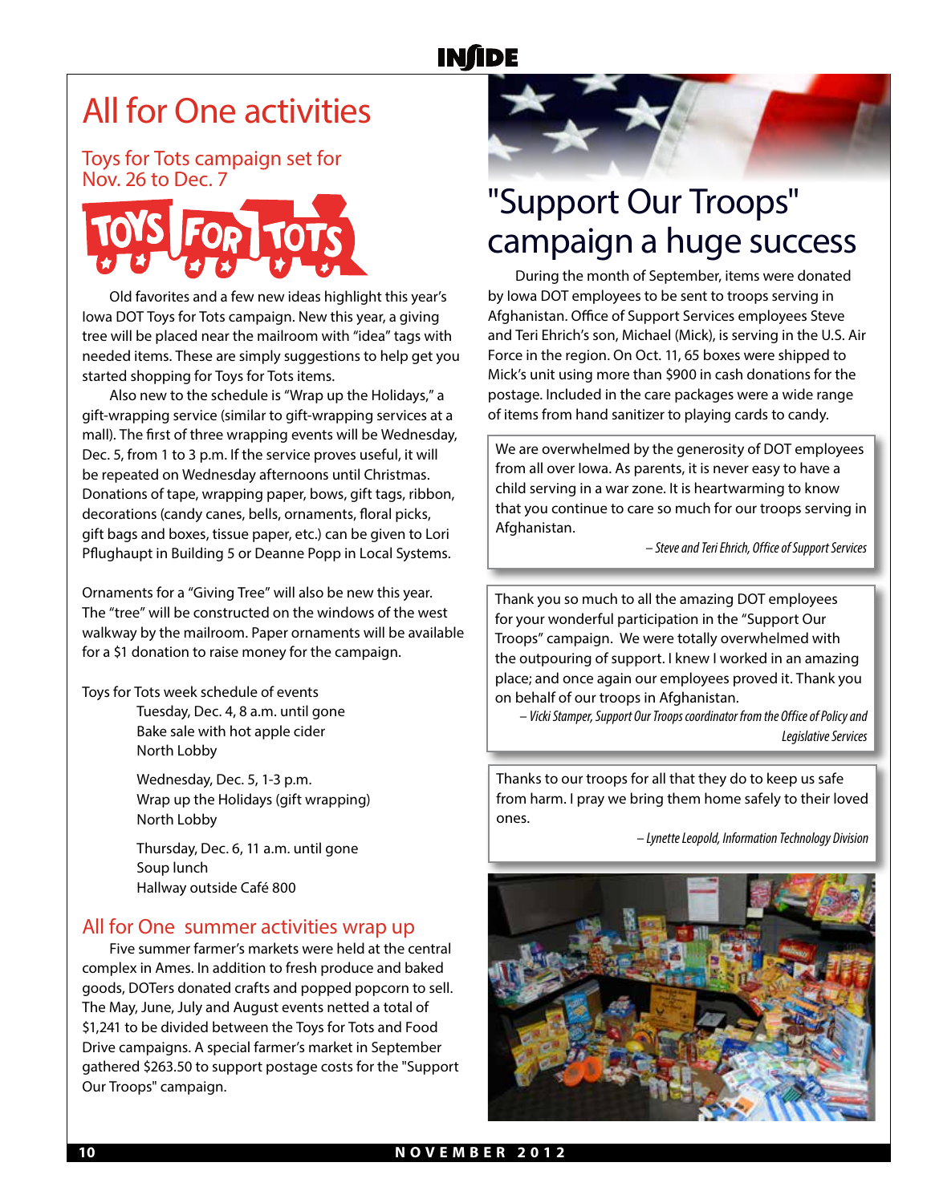# All for One activities

## Toys for Tots campaign set for Nov. 26 to Dec. 7

Old favorites and a few new ideas highlight this year's Iowa DOT Toys for Tots campaign. New this year, a giving tree will be placed near the mailroom with "idea" tags with needed items. These are simply suggestions to help get you started shopping for Toys for Tots items.

Also new to the schedule is "Wrap up the Holidays," a gift-wrapping service (similar to gift-wrapping services at a mall). The first of three wrapping events will be Wednesday, Dec. 5, from 1 to 3 p.m. If the service proves useful, it will be repeated on Wednesday afternoons until Christmas. Donations of tape, wrapping paper, bows, gift tags, ribbon, decorations (candy canes, bells, ornaments, floral picks, gift bags and boxes, tissue paper, etc.) can be given to Lori Pflughaupt in Building 5 or Deanne Popp in Local Systems.

Ornaments for a "Giving Tree" will also be new this year. The "tree" will be constructed on the windows of the west walkway by the mailroom. Paper ornaments will be available for a $1 donation to raise money for the campaign.

Toys for Tots week schedule of events

Tuesday, Dec. 4, 8 a.m. until gone
Bake sale with hot apple cider
North Lobby

Wednesday, Dec. 5, 1-3 p.m.
Wrap up the Holidays (gift wrapping)
North Lobby

Thursday, Dec. 6, 11 a.m. until gone
Soup lunch
Hallway outside Café 800

## All for One summer activities wrap up

Five summer farmer's markets were held at the central complex in Ames. In addition to fresh produce and baked goods, DOTers donated crafts and popped popcorn to sell. The May, June, July and August events netted a total of $1,241 to be divided between the Toys for Tots and Food Drive campaigns. A special farmer's market in September gathered $263.50 to support postage costs for the "Support Our Troops" campaign.

# "Support Our Troops" campaign a huge success

During the month of September, items were donated by Iowa DOT employees to be sent to troops serving in Afghanistan. Office of Support Services employees Steve and Teri Ehrich's son, Michael (Mick), is serving in the U.S. Air Force in the region. On Oct. 11, 65 boxes were shipped to Mick's unit using more than $900 in cash donations for the postage. Included in the care packages were a wide range of items from hand sanitizer to playing cards to candy.

> We are overwhelmed by the generosity of DOT employees from all over Iowa. As parents, it is never easy to have a child serving in a war zone. It is heartwarming to know that you continue to care so much for our troops serving in Afghanistan.
>
> *– Steve and Teri Ehrich, Office of Support Services*

> Thank you so much to all the amazing DOT employees for your wonderful participation in the "Support Our Troops" campaign. We were totally overwhelmed with the outpouring of support. I knew I worked in an amazing place; and once again our employees proved it. Thank you on behalf of our troops in Afghanistan.
>
> *– Vicki Stamper, Support Our Troops coordinator from the Office of Policy and Legislative Services*

> Thanks to our troops for all that they do to keep us safe from harm. I pray we bring them home safely to their loved ones.
>
> *– Lynette Leopold, Information Technology Division*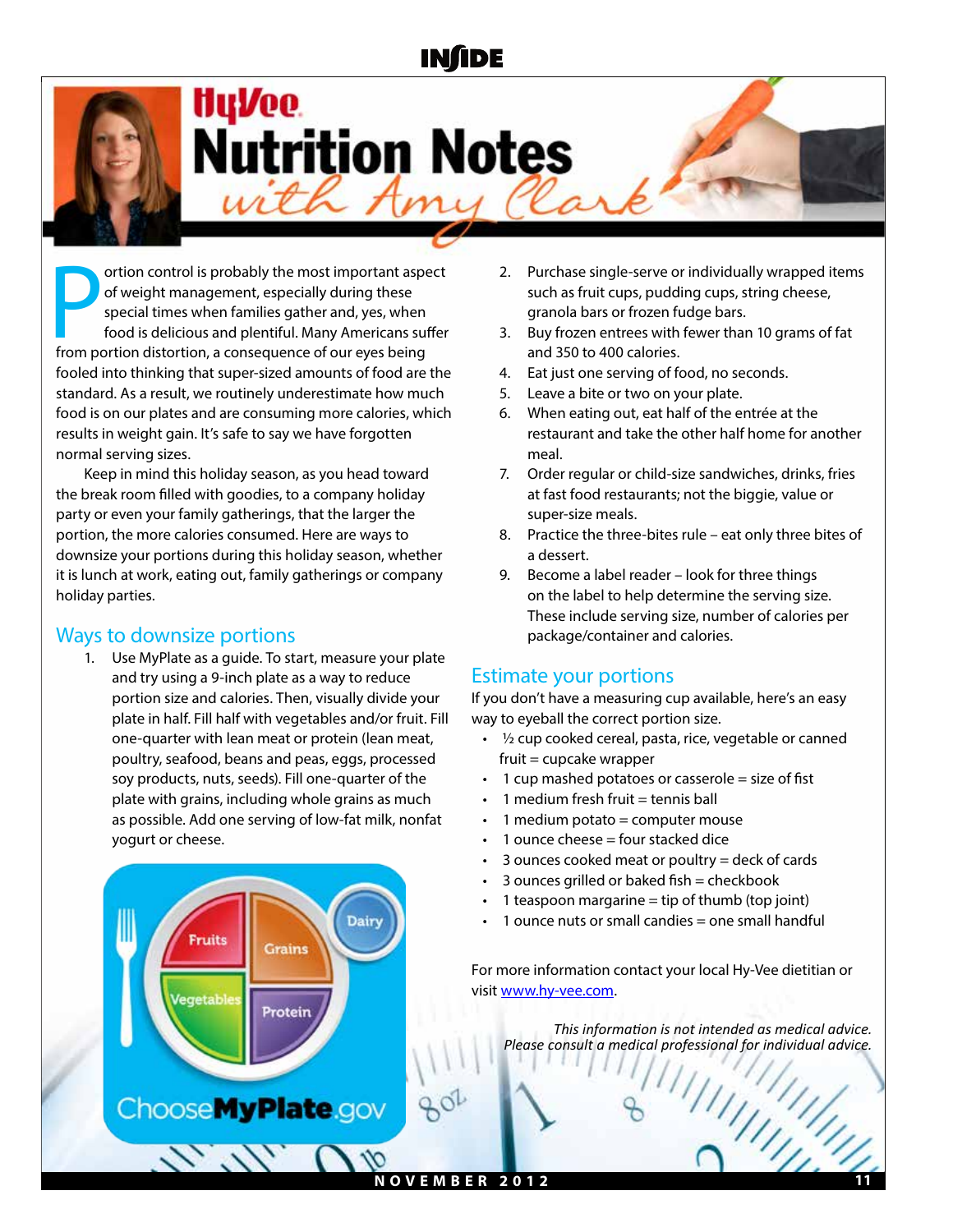# Hy-Vee Nutrition Notes with Amy Clark

Portion control is probably the most important aspect of weight management, especially during these special times when families gather and, yes, when food is delicious and plentiful. Many Americans suffer from portion distortion, a consequence of our eyes being fooled into thinking that super-sized amounts of food are the standard. As a result, we routinely underestimate how much food is on our plates and are consuming more calories, which results in weight gain. It's safe to say we have forgotten normal serving sizes.

Keep in mind this holiday season, as you head toward the break room filled with goodies, to a company holiday party or even your family gatherings, that the larger the portion, the more calories consumed. Here are ways to downsize your portions during this holiday season, whether it is lunch at work, eating out, family gatherings or company holiday parties.

## Ways to downsize portions

1. Use MyPlate as a guide. To start, measure your plate and try using a 9-inch plate as a way to reduce portion size and calories. Then, visually divide your plate in half. Fill half with vegetables and/or fruit. Fill one-quarter with lean meat or protein (lean meat, poultry, seafood, beans and peas, eggs, processed soy products, nuts, seeds). Fill one-quarter of the plate with grains, including whole grains as much as possible. Add one serving of low-fat milk, nonfat yogurt or cheese.
2. Purchase single-serve or individually wrapped items such as fruit cups, pudding cups, string cheese, granola bars or frozen fudge bars.
3. Buy frozen entrees with fewer than 10 grams of fat and 350 to 400 calories.
4. Eat just one serving of food, no seconds.
5. Leave a bite or two on your plate.
6. When eating out, eat half of the entrée at the restaurant and take the other half home for another meal.
7. Order regular or child-size sandwiches, drinks, fries at fast food restaurants; not the biggie, value or super-size meals.
8. Practice the three-bites rule – eat only three bites of a dessert.
9. Become a label reader – look for three things on the label to help determine the serving size. These include serving size, number of calories per package/container and calories.

## Estimate your portions

If you don't have a measuring cup available, here's an easy way to eyeball the correct portion size.

- ½ cup cooked cereal, pasta, rice, vegetable or canned fruit = cupcake wrapper
- 1 cup mashed potatoes or casserole = size of fist
- 1 medium fresh fruit = tennis ball
- 1 medium potato = computer mouse
- 1 ounce cheese = four stacked dice
- 3 ounces cooked meat or poultry = deck of cards
- 3 ounces grilled or baked fish = checkbook
- 1 teaspoon margarine = tip of thumb (top joint)
- 1 ounce nuts or small candies = one small handful

For more information contact your local Hy-Vee dietitian or visit www.hy-vee.com.

*This information is not intended as medical advice. Please consult a medical professional for individual advice.*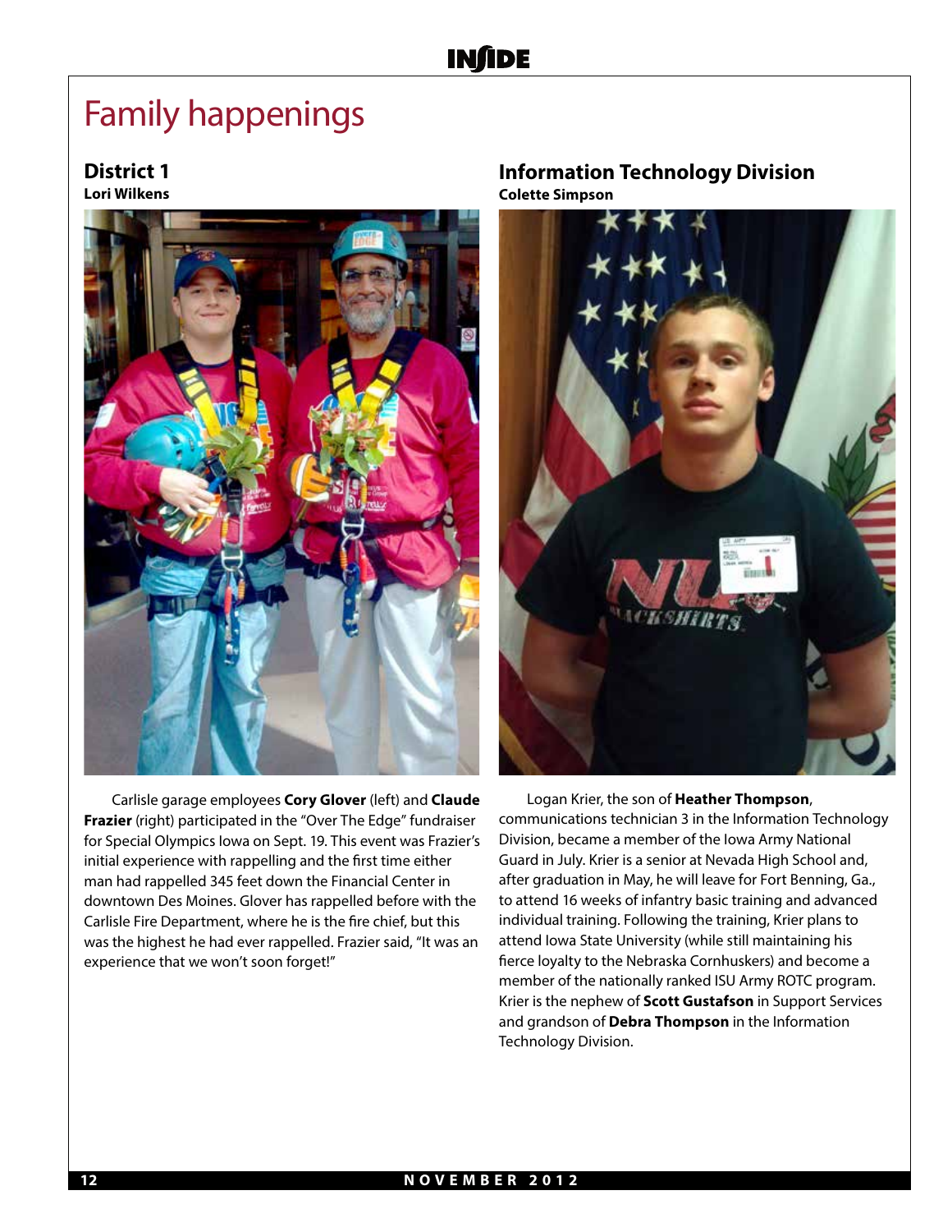# Family happenings

## District 1

**Lori Wilkens**

Carlisle garage employees **Cory Glover** (left) and **Claude Frazier** (right) participated in the "Over The Edge" fundraiser for Special Olympics Iowa on Sept. 19. This event was Frazier's initial experience with rappelling and the first time either man had rappelled 345 feet down the Financial Center in downtown Des Moines. Glover has rappelled before with the Carlisle Fire Department, where he is the fire chief, but this was the highest he had ever rappelled. Frazier said, "It was an experience that we won't soon forget!"

## Information Technology Division

**Colette Simpson**

Logan Krier, the son of **Heather Thompson**, communications technician 3 in the Information Technology Division, became a member of the Iowa Army National Guard in July. Krier is a senior at Nevada High School and, after graduation in May, he will leave for Fort Benning, Ga., to attend 16 weeks of infantry basic training and advanced individual training. Following the training, Krier plans to attend Iowa State University (while still maintaining his fierce loyalty to the Nebraska Cornhuskers) and become a member of the nationally ranked ISU Army ROTC program. Krier is the nephew of **Scott Gustafson** in Support Services and grandson of **Debra Thompson** in the Information Technology Division.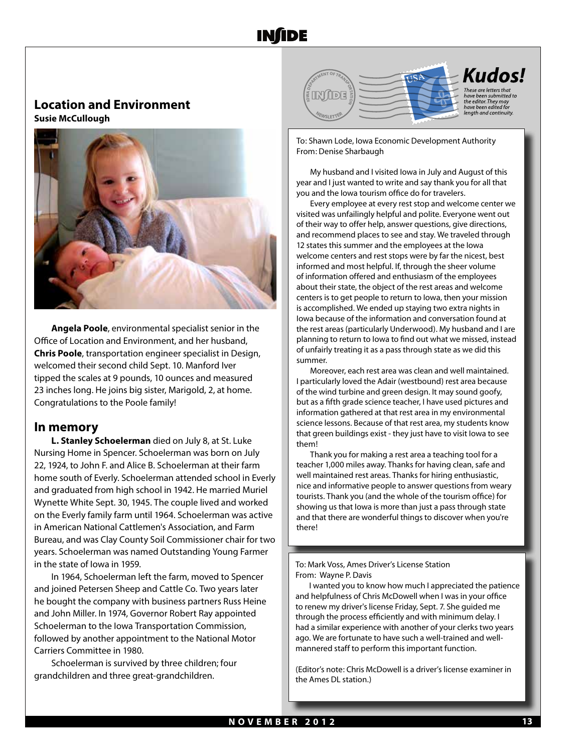## Location and Environment

**Susie McCullough**

**Angela Poole**, environmental specialist senior in the Office of Location and Environment, and her husband, **Chris Poole**, transportation engineer specialist in Design, welcomed their second child Sept. 10. Manford Iver tipped the scales at 9 pounds, 10 ounces and measured 23 inches long. He joins big sister, Marigold, 2, at home. Congratulations to the Poole family!

## In memory

**L. Stanley Schoelerman** died on July 8, at St. Luke Nursing Home in Spencer. Schoelerman was born on July 22, 1924, to John F. and Alice B. Schoelerman at their farm home south of Everly. Schoelerman attended school in Everly and graduated from high school in 1942. He married Muriel Wynette White Sept. 30, 1945. The couple lived and worked on the Everly family farm until 1964. Schoelerman was active in American National Cattlemen's Association, and Farm Bureau, and was Clay County Soil Commissioner chair for two years. Schoelerman was named Outstanding Young Farmer in the state of Iowa in 1959.

In 1964, Schoelerman left the farm, moved to Spencer and joined Petersen Sheep and Cattle Co. Two years later he bought the company with business partners Russ Heine and John Miller. In 1974, Governor Robert Ray appointed Schoelerman to the Iowa Transportation Commission, followed by another appointment to the National Motor Carriers Committee in 1980.

Schoelerman is survived by three children; four grandchildren and three great-grandchildren.

## Kudos!

*These are letters that have been submitted to the editor. They may have been edited for length and continuity.*

To: Shawn Lode, Iowa Economic Development Authority
From: Denise Sharbaugh

My husband and I visited Iowa in July and August of this year and I just wanted to write and say thank you for all that you and the Iowa tourism office do for travelers.

Every employee at every rest stop and welcome center we visited was unfailingly helpful and polite. Everyone went out of their way to offer help, answer questions, give directions, and recommend places to see and stay. We traveled through 12 states this summer and the employees at the Iowa welcome centers and rest stops were by far the nicest, best informed and most helpful. If, through the sheer volume of information offered and enthusiasm of the employees about their state, the object of the rest areas and welcome centers is to get people to return to Iowa, then your mission is accomplished. We ended up staying two extra nights in Iowa because of the information and conversation found at the rest areas (particularly Underwood). My husband and I are planning to return to Iowa to find out what we missed, instead of unfairly treating it as a pass through state as we did this summer.

Moreover, each rest area was clean and well maintained. I particularly loved the Adair (westbound) rest area because of the wind turbine and green design. It may sound goofy, but as a fifth grade science teacher, I have used pictures and information gathered at that rest area in my environmental science lessons. Because of that rest area, my students know that green buildings exist - they just have to visit Iowa to see them!

Thank you for making a rest area a teaching tool for a teacher 1,000 miles away. Thanks for having clean, safe and well maintained rest areas. Thanks for hiring enthusiastic, nice and informative people to answer questions from weary tourists. Thank you (and the whole of the tourism office) for showing us that Iowa is more than just a pass through state and that there are wonderful things to discover when you're there!

To: Mark Voss, Ames Driver's License Station
From: Wayne P. Davis

I wanted you to know how much I appreciated the patience and helpfulness of Chris McDowell when I was in your office to renew my driver's license Friday, Sept. 7. She guided me through the process efficiently and with minimum delay. I had a similar experience with another of your clerks two years ago. We are fortunate to have such a well-trained and well-mannered staff to perform this important function.

(Editor's note: Chris McDowell is a driver's license examiner in the Ames DL station.)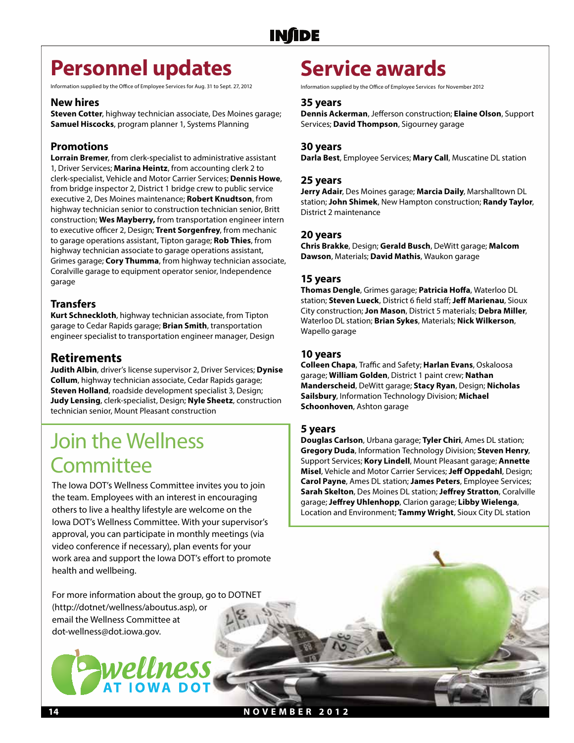# Personnel updates

Information supplied by the Office of Employee Services for Aug. 31 to Sept. 27, 2012

### New hires

**Steven Cotter**, highway technician associate, Des Moines garage; **Samuel Hiscocks**, program planner 1, Systems Planning

### Promotions

**Lorrain Bremer**, from clerk-specialist to administrative assistant 1, Driver Services; **Marina Heintz**, from accounting clerk 2 to clerk-specialist, Vehicle and Motor Carrier Services; **Dennis Howe**, from bridge inspector 2, District 1 bridge crew to public service executive 2, Des Moines maintenance; **Robert Knudtson**, from highway technician senior to construction technician senior, Britt construction; **Wes Mayberry,** from transportation engineer intern to executive officer 2, Design; **Trent Sorgenfrey**, from mechanic to garage operations assistant, Tipton garage; **Rob Thies**, from highway technician associate to garage operations assistant, Grimes garage; **Cory Thumma**, from highway technician associate, Coralville garage to equipment operator senior, Independence garage

### Transfers

**Kurt Schneckloth**, highway technician associate, from Tipton garage to Cedar Rapids garage; **Brian Smith**, transportation engineer specialist to transportation engineer manager, Design

### Retirements

**Judith Albin**, driver's license supervisor 2, Driver Services; **Dynise Collum**, highway technician associate, Cedar Rapids garage; **Steven Holland**, roadside development specialist 3, Design; **Judy Lensing**, clerk-specialist, Design; **Nyle Sheetz**, construction technician senior, Mount Pleasant construction

# Join the Wellness Committee

The Iowa DOT's Wellness Committee invites you to join the team. Employees with an interest in encouraging others to live a healthy lifestyle are welcome on the Iowa DOT's Wellness Committee. With your supervisor's approval, you can participate in monthly meetings (via video conference if necessary), plan events for your work area and support the Iowa DOT's effort to promote health and wellbeing.

For more information about the group, go to DOTNET (http://dotnet/wellness/aboutus.asp), or email the Wellness Committee at dot-wellness@dot.iowa.gov.

wellness AT IOWA DOT

# Service awards

Information supplied by the Office of Employee Services for November 2012

### 35 years

**Dennis Ackerman**, Jefferson construction; **Elaine Olson**, Support Services; **David Thompson**, Sigourney garage

### 30 years

**Darla Best**, Employee Services; **Mary Call**, Muscatine DL station

### 25 years

**Jerry Adair**, Des Moines garage; **Marcia Daily**, Marshalltown DL station; **John Shimek**, New Hampton construction; **Randy Taylor**, District 2 maintenance

### 20 years

**Chris Brakke**, Design; **Gerald Busch**, DeWitt garage; **Malcom Dawson**, Materials; **David Mathis**, Waukon garage

### 15 years

**Thomas Dengle**, Grimes garage; **Patricia Hoffa**, Waterloo DL station; **Steven Lueck**, District 6 field staff; **Jeff Marienau**, Sioux City construction; **Jon Mason**, District 5 materials; **Debra Miller**, Waterloo DL station; **Brian Sykes**, Materials; **Nick Wilkerson**, Wapello garage

### 10 years

**Colleen Chapa**, Traffic and Safety; **Harlan Evans**, Oskaloosa garage; **William Golden**, District 1 paint crew; **Nathan Manderscheid**, DeWitt garage; **Stacy Ryan**, Design; **Nicholas Sailsbury**, Information Technology Division; **Michael Schoonhoven**, Ashton garage

### 5 years

**Douglas Carlson**, Urbana garage; **Tyler Chiri**, Ames DL station; **Gregory Duda**, Information Technology Division; **Steven Henry**, Support Services; **Kory Lindell**, Mount Pleasant garage; **Annette Misel**, Vehicle and Motor Carrier Services; **Jeff Oppedahl**, Design; **Carol Payne**, Ames DL station; **James Peters**, Employee Services; **Sarah Skelton**, Des Moines DL station; **Jeffrey Stratton**, Coralville garage; **Jeffrey Uhlenhopp**, Clarion garage; **Libby Wielenga**, Location and Environment; **Tammy Wright**, Sioux City DL station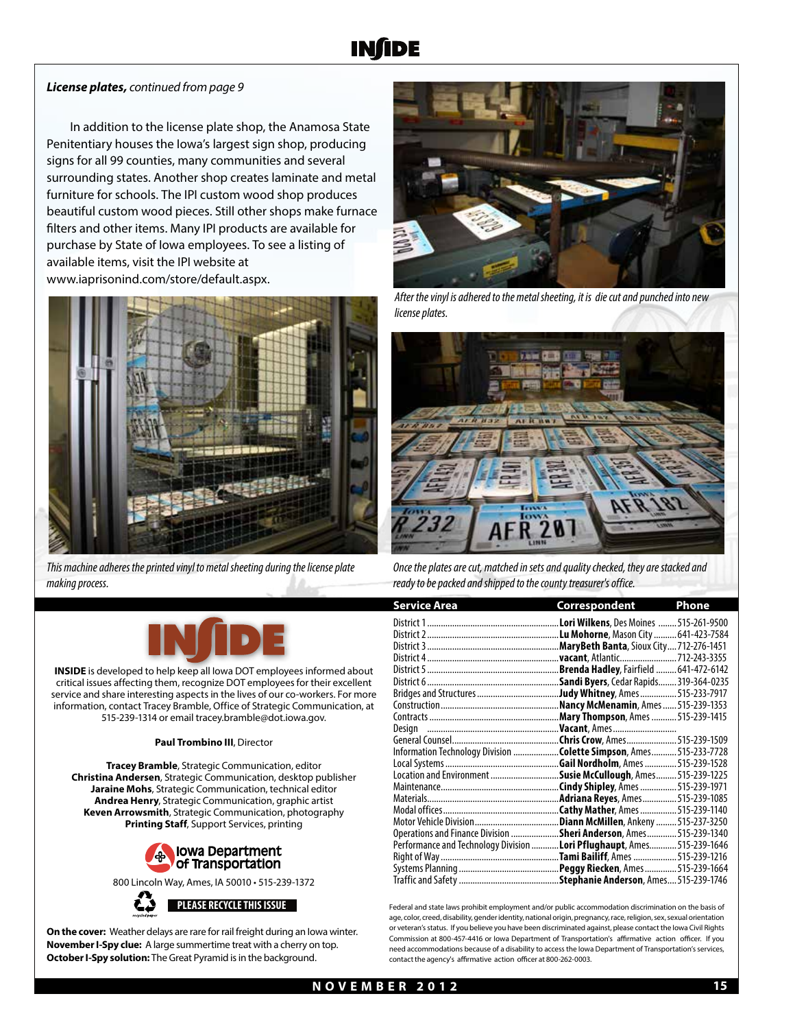***License plates,*** *continued from page 9*

In addition to the license plate shop, the Anamosa State Penitentiary houses the Iowa's largest sign shop, producing signs for all 99 counties, many communities and several surrounding states. Another shop creates laminate and metal furniture for schools. The IPI custom wood shop produces beautiful custom wood pieces. Still other shops make furnace filters and other items. Many IPI products are available for purchase by State of Iowa employees. To see a listing of available items, visit the IPI website at www.iaprisonind.com/store/default.aspx.

*This machine adheres the printed vinyl to metal sheeting during the license plate making process.*

*After the vinyl is adhered to the metal sheeting, it is die cut and punched into new license plates.*

*Once the plates are cut, matched in sets and quality checked, they are stacked and ready to be packed and shipped to the county treasurer's office.*

**INSIDE** is developed to help keep all Iowa DOT employees informed about critical issues affecting them, recognize DOT employees for their excellent service and share interesting aspects in the lives of our co-workers. For more information, contact Tracey Bramble, Office of Strategic Communication, at 515-239-1314 or email tracey.bramble@dot.iowa.gov.

**Paul Trombino III**, Director

**Tracey Bramble**, Strategic Communication, editor
**Christina Andersen**, Strategic Communication, desktop publisher
**Jaraine Mohs**, Strategic Communication, technical editor
**Andrea Henry**, Strategic Communication, graphic artist
**Keven Arrowsmith**, Strategic Communication, photography
**Printing Staff**, Support Services, printing

Iowa Department of Transportation
800 Lincoln Way, Ames, IA 50010 • 515-239-1372

PLEASE RECYCLE THIS ISSUE

**On the cover:** Weather delays are rare for rail freight during an Iowa winter.
**November I-Spy clue:** A large summertime treat with a cherry on top.
**October I-Spy solution:** The Great Pyramid is in the background.

| Service Area | Correspondent | Phone |
|---|---|---|
| District 1 | **Lori Wilkens**, Des Moines | 515-261-9500 |
| District 2 | **Lu Mohorne**, Mason City | 641-423-7584 |
| District 3 | **MaryBeth Banta**, Sioux City | 712-276-1451 |
| District 4 | **vacant**, Atlantic | 712-243-3355 |
| District 5 | **Brenda Hadley**, Fairfield | 641-472-6142 |
| District 6 | **Sandi Byers**, Cedar Rapids | 319-364-0235 |
| Bridges and Structures | **Judy Whitney**, Ames | 515-233-7917 |
| Construction | **Nancy McMenamin**, Ames | 515-239-1353 |
| Contracts | **Mary Thompson**, Ames | 515-239-1415 |
| Design | **Vacant**, Ames | |
| General Counsel | **Chris Crow**, Ames | 515-239-1509 |
| Information Technology Division | **Colette Simpson**, Ames | 515-233-7728 |
| Local Systems | **Gail Nordholm**, Ames | 515-239-1528 |
| Location and Environment | **Susie McCullough**, Ames | 515-239-1225 |
| Maintenance | **Cindy Shipley**, Ames | 515-239-1971 |
| Materials | **Adriana Reyes**, Ames | 515-239-1085 |
| Modal offices | **Cathy Mather**, Ames | 515-239-1140 |
| Motor Vehicle Division | **Diann McMillen**, Ankeny | 515-237-3250 |
| Operations and Finance Division | **Sheri Anderson**, Ames | 515-239-1340 |
| Performance and Technology Division | **Lori Pflughaupt**, Ames | 515-239-1646 |
| Right of Way | **Tami Bailiff**, Ames | 515-239-1216 |
| Systems Planning | **Peggy Riecken**, Ames | 515-239-1664 |
| Traffic and Safety | **Stephanie Anderson**, Ames | 515-239-1746 |

Federal and state laws prohibit employment and/or public accommodation discrimination on the basis of age, color, creed, disability, gender identity, national origin, pregnancy, race, religion, sex, sexual orientation or veteran's status. If you believe you have been discriminated against, please contact the Iowa Civil Rights Commission at 800-457-4416 or Iowa Department of Transportation's affirmative action officer. If you need accommodations because of a disability to access the Iowa Department of Transportation's services, contact the agency's affirmative action officer at 800-262-0003.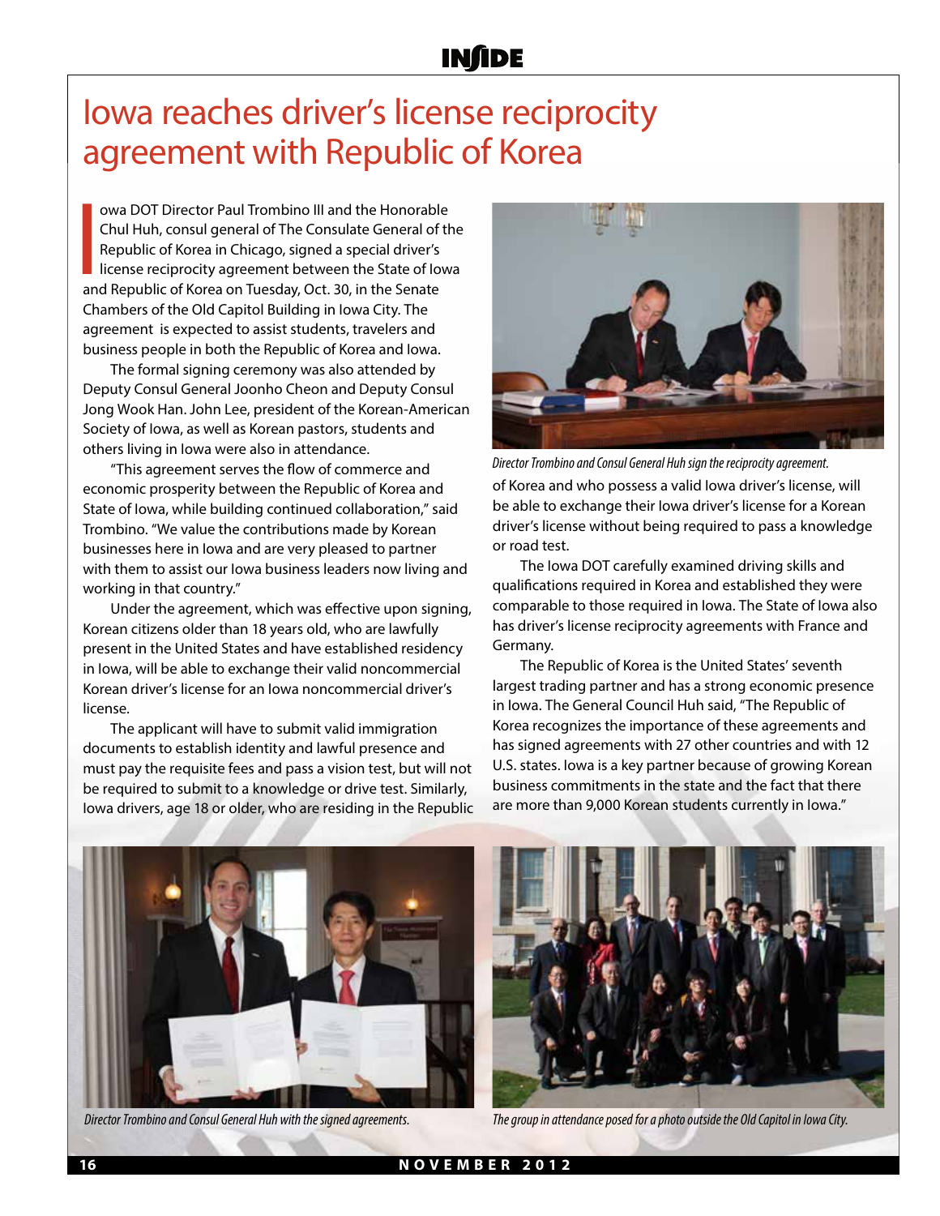# Iowa reaches driver's license reciprocity agreement with Republic of Korea

Iowa DOT Director Paul Trombino III and the Honorable Chul Huh, consul general of The Consulate General of the Republic of Korea in Chicago, signed a special driver's license reciprocity agreement between the State of Iowa and Republic of Korea on Tuesday, Oct. 30, in the Senate Chambers of the Old Capitol Building in Iowa City. The agreement is expected to assist students, travelers and business people in both the Republic of Korea and Iowa.

The formal signing ceremony was also attended by Deputy Consul General Joonho Cheon and Deputy Consul Jong Wook Han. John Lee, president of the Korean-American Society of Iowa, as well as Korean pastors, students and others living in Iowa were also in attendance.

"This agreement serves the flow of commerce and economic prosperity between the Republic of Korea and State of Iowa, while building continued collaboration," said Trombino. "We value the contributions made by Korean businesses here in Iowa and are very pleased to partner with them to assist our Iowa business leaders now living and working in that country."

Under the agreement, which was effective upon signing, Korean citizens older than 18 years old, who are lawfully present in the United States and have established residency in Iowa, will be able to exchange their valid noncommercial Korean driver's license for an Iowa noncommercial driver's license.

The applicant will have to submit valid immigration documents to establish identity and lawful presence and must pay the requisite fees and pass a vision test, but will not be required to submit to a knowledge or drive test. Similarly, Iowa drivers, age 18 or older, who are residing in the Republic of Korea and who possess a valid Iowa driver's license, will be able to exchange their Iowa driver's license for a Korean driver's license without being required to pass a knowledge or road test.

*Director Trombino and Consul General Huh sign the reciprocity agreement.*

The Iowa DOT carefully examined driving skills and qualifications required in Korea and established they were comparable to those required in Iowa. The State of Iowa also has driver's license reciprocity agreements with France and Germany.

The Republic of Korea is the United States' seventh largest trading partner and has a strong economic presence in Iowa. The General Council Huh said, "The Republic of Korea recognizes the importance of these agreements and has signed agreements with 27 other countries and with 12 U.S. states. Iowa is a key partner because of growing Korean business commitments in the state and the fact that there are more than 9,000 Korean students currently in Iowa."

*Director Trombino and Consul General Huh with the signed agreements.*

*The group in attendance posed for a photo outside the Old Capitol in Iowa City.*